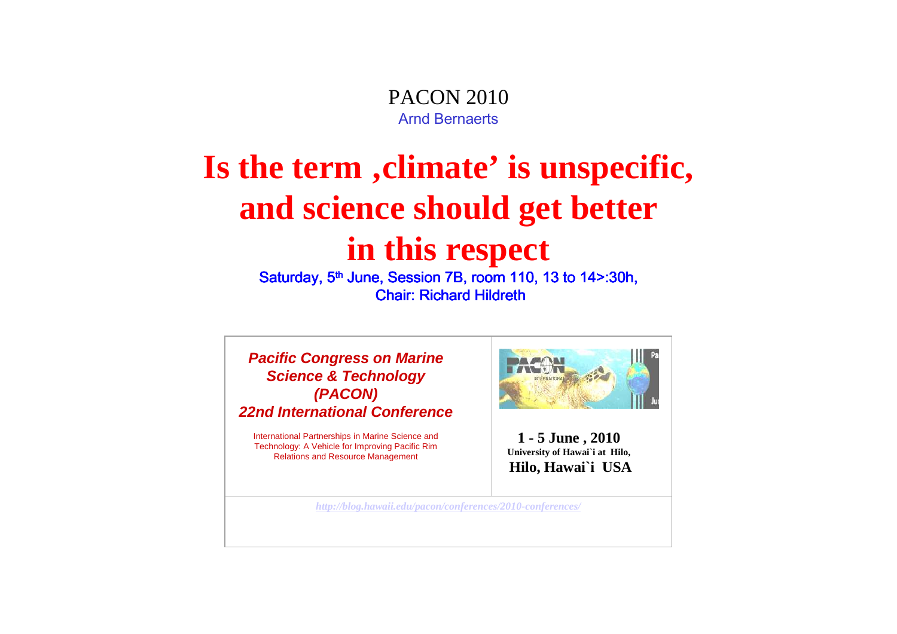PACON 2010

Arnd Bernaerts

# Is the term ,climate' is unspecific, and science should get better in this respect

Saturday, 5th June, Session 7B, room 110, 13 to 14>:30h,

Chair: Richard Hildreth

***Pacific Congress on Marine Science & Technology (PACON)***

***22nd International Conference***

International Partnerships in Marine Science and Technology: A Vehicle for Improving Pacific Rim Relations and Resource Management

**1 - 5 June , 2010**

**University of Hawai`i at Hilo,**

**Hilo, Hawai`i USA**

*http://blog.hawaii.edu/pacon/conferences/2010-conferences/*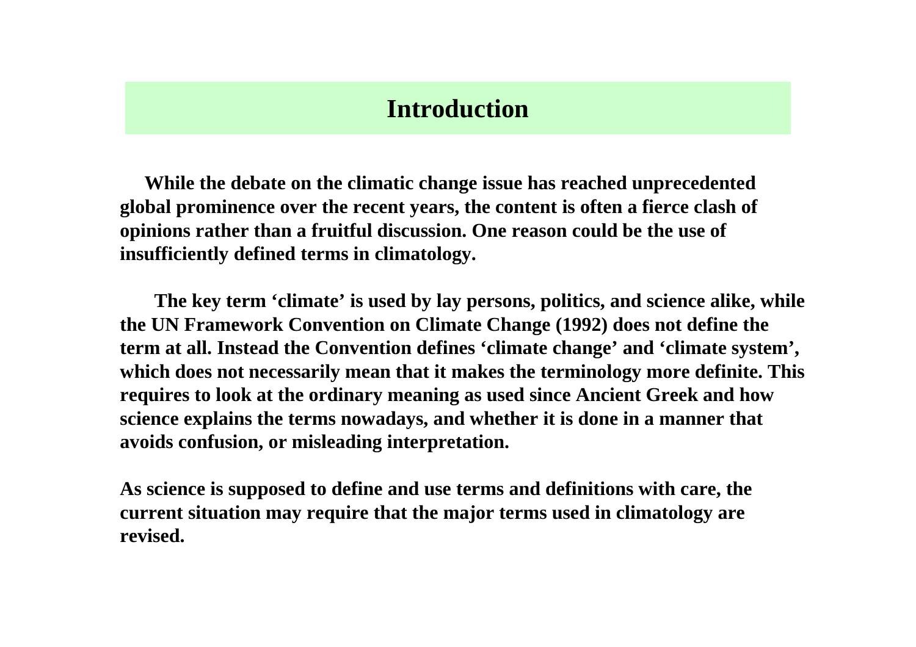# Introduction

While the debate on the climatic change issue has reached unprecedented global prominence over the recent years, the content is often a fierce clash of opinions rather than a fruitful discussion. One reason could be the use of insufficiently defined terms in climatology.

The key term ‘climate’ is used by lay persons, politics, and science alike, while the UN Framework Convention on Climate Change (1992) does not define the term at all. Instead the Convention defines ‘climate change’ and ‘climate system’, which does not necessarily mean that it makes the terminology more definite. This requires to look at the ordinary meaning as used since Ancient Greek and how science explains the terms nowadays, and whether it is done in a manner that avoids confusion, or misleading interpretation.

As science is supposed to define and use terms and definitions with care, the current situation may require that the major terms used in climatology are revised.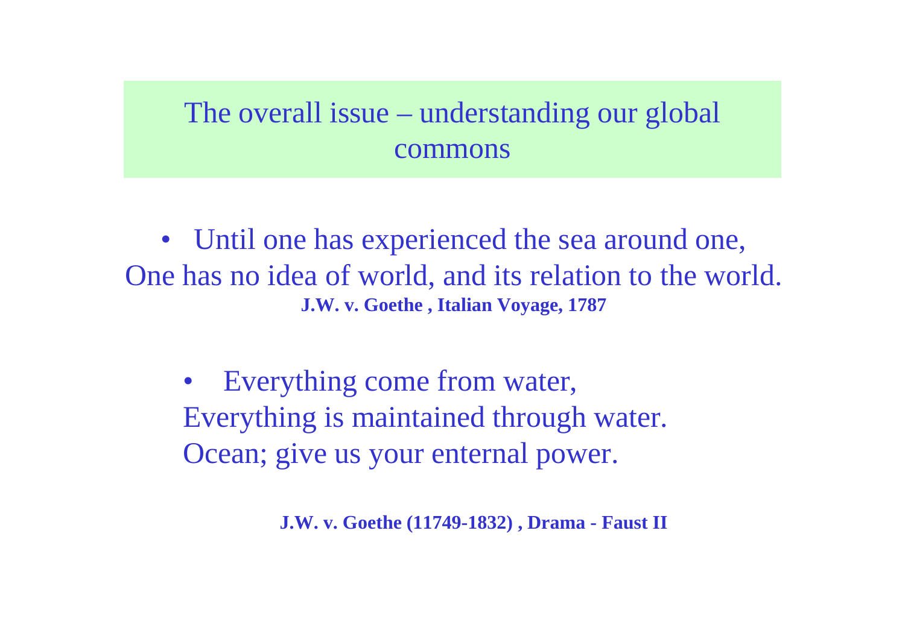## The overall issue – understanding our global commons

- Until one has experienced the sea around one,
One has no idea of world, and its relation to the world.
**J.W. v. Goethe , Italian Voyage, 1787**

- Everything come from water,
Everything is maintained through water.
Ocean; give us your enternal power.

**J.W. v. Goethe (11749-1832) , Drama - Faust II**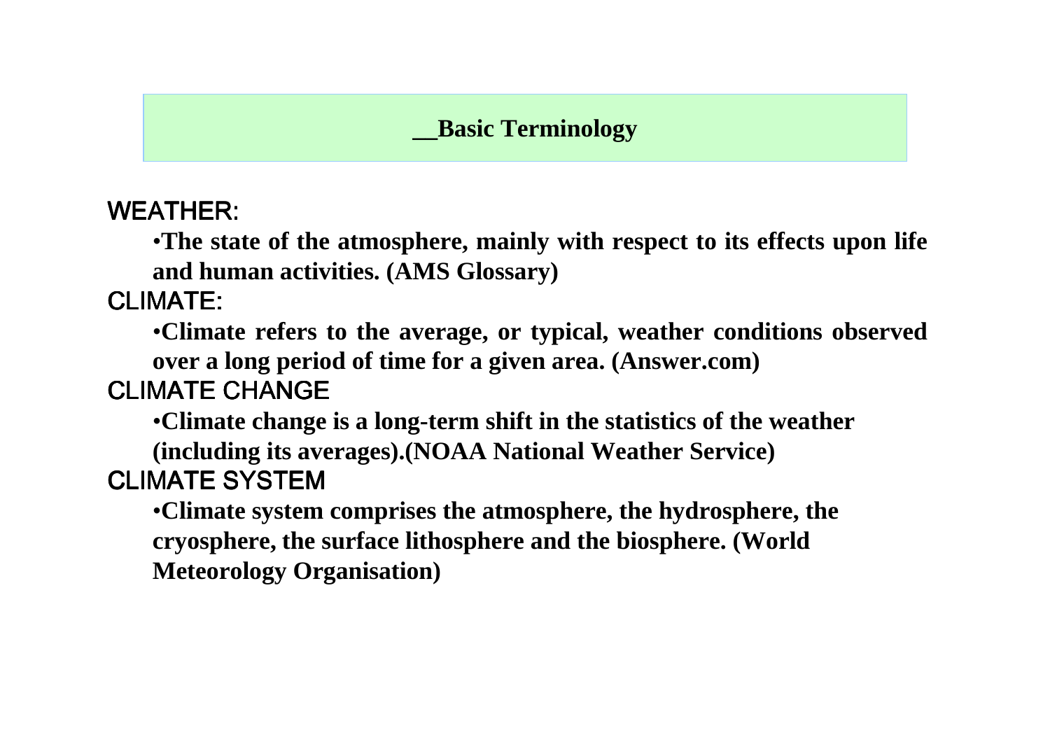## __Basic Terminology

### WEATHER:

- **The state of the atmosphere, mainly with respect to its effects upon life and human activities. (AMS Glossary)**

### CLIMATE:

- **Climate refers to the average, or typical, weather conditions observed over a long period of time for a given area. (Answer.com)**

### CLIMATE CHANGE

- **Climate change is a long-term shift in the statistics of the weather (including its averages).(NOAA National Weather Service)**

### CLIMATE SYSTEM

- **Climate system comprises the atmosphere, the hydrosphere, the cryosphere, the surface lithosphere and the biosphere. (World Meteorology Organisation)**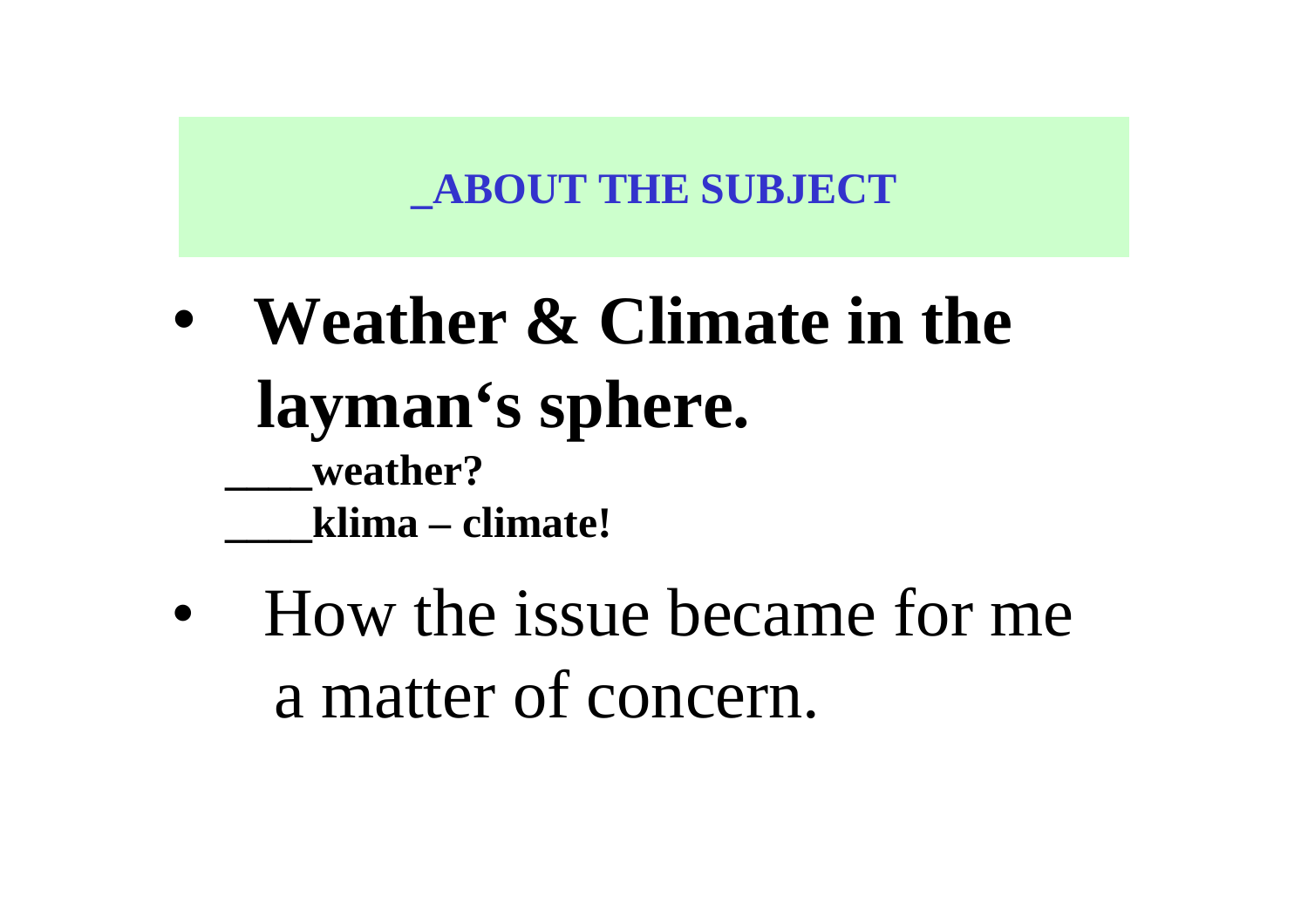## _ABOUT THE SUBJECT

- **Weather & Climate in the layman‘s sphere.**

  **____weather?**

  **____klima – climate!**

- How the issue became for me a matter of concern.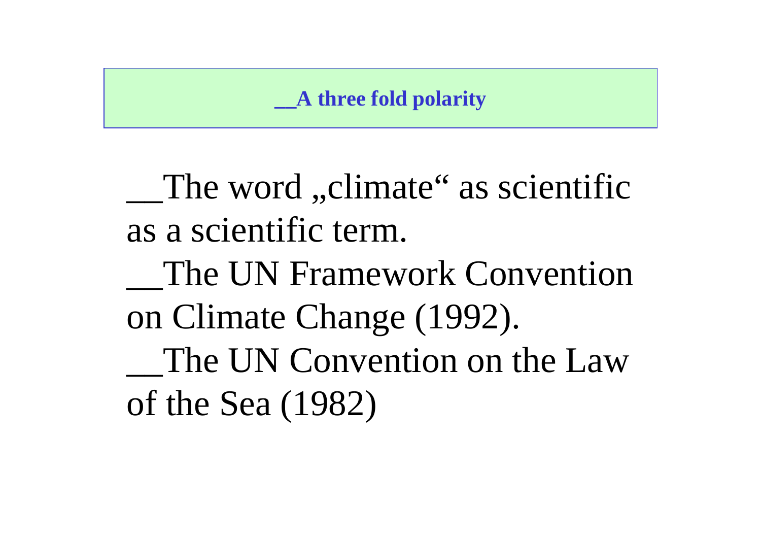## __A three fold polarity

__The word „climate“ as scientific as a scientific term.

__The UN Framework Convention on Climate Change (1992).

__The UN Convention on the Law of the Sea (1982)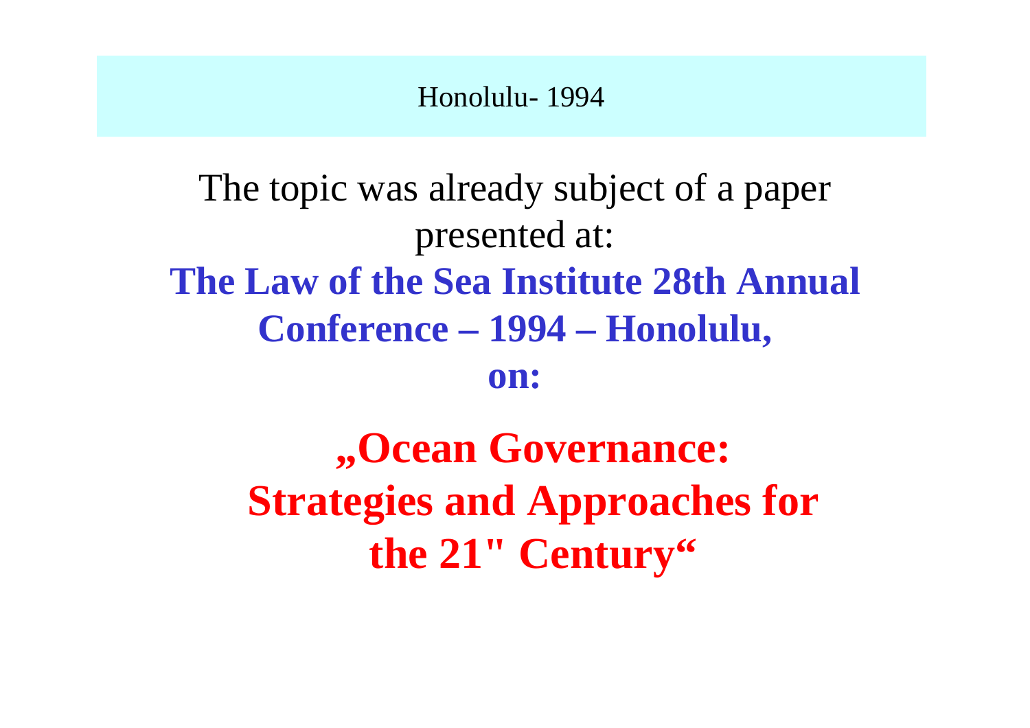Honolulu- 1994

The topic was already subject of a paper presented at:

**The Law of the Sea Institute 28th Annual Conference – 1994 – Honolulu, on:**

**„Ocean Governance: Strategies and Approaches for the 21" Century“**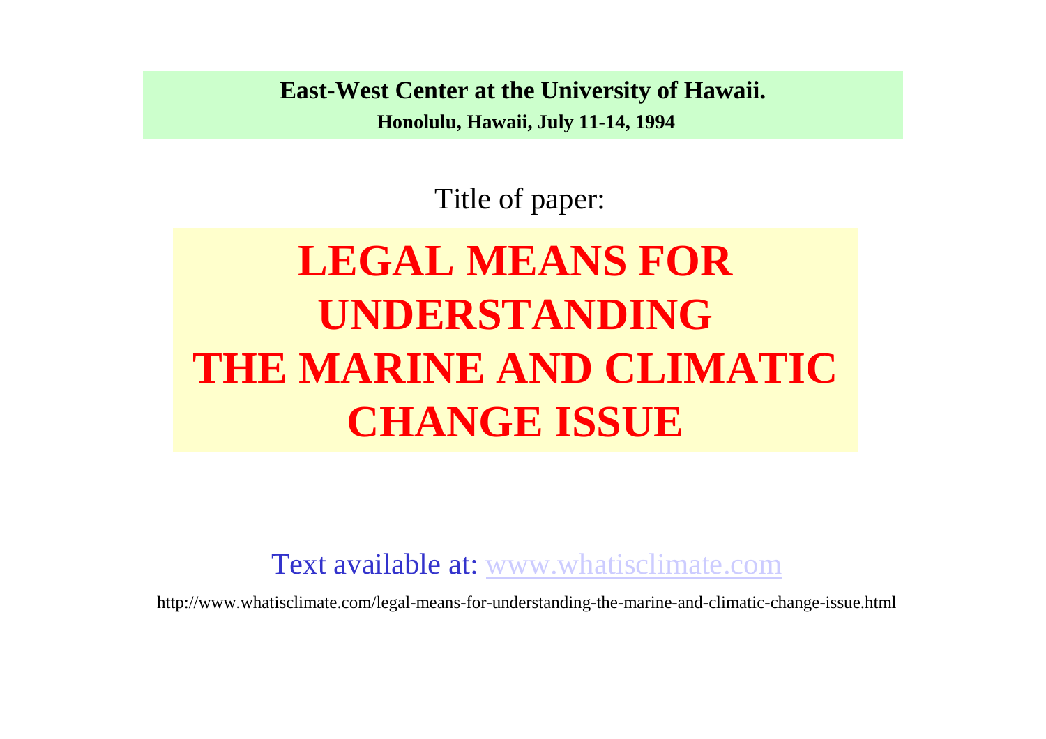**East-West Center at the University of Hawaii.**

**Honolulu, Hawaii, July 11-14, 1994**

Title of paper:

# LEGAL MEANS FOR UNDERSTANDING THE MARINE AND CLIMATIC CHANGE ISSUE

Text available at: www.whatisclimate.com

http://www.whatisclimate.com/legal-means-for-understanding-the-marine-and-climatic-change-issue.html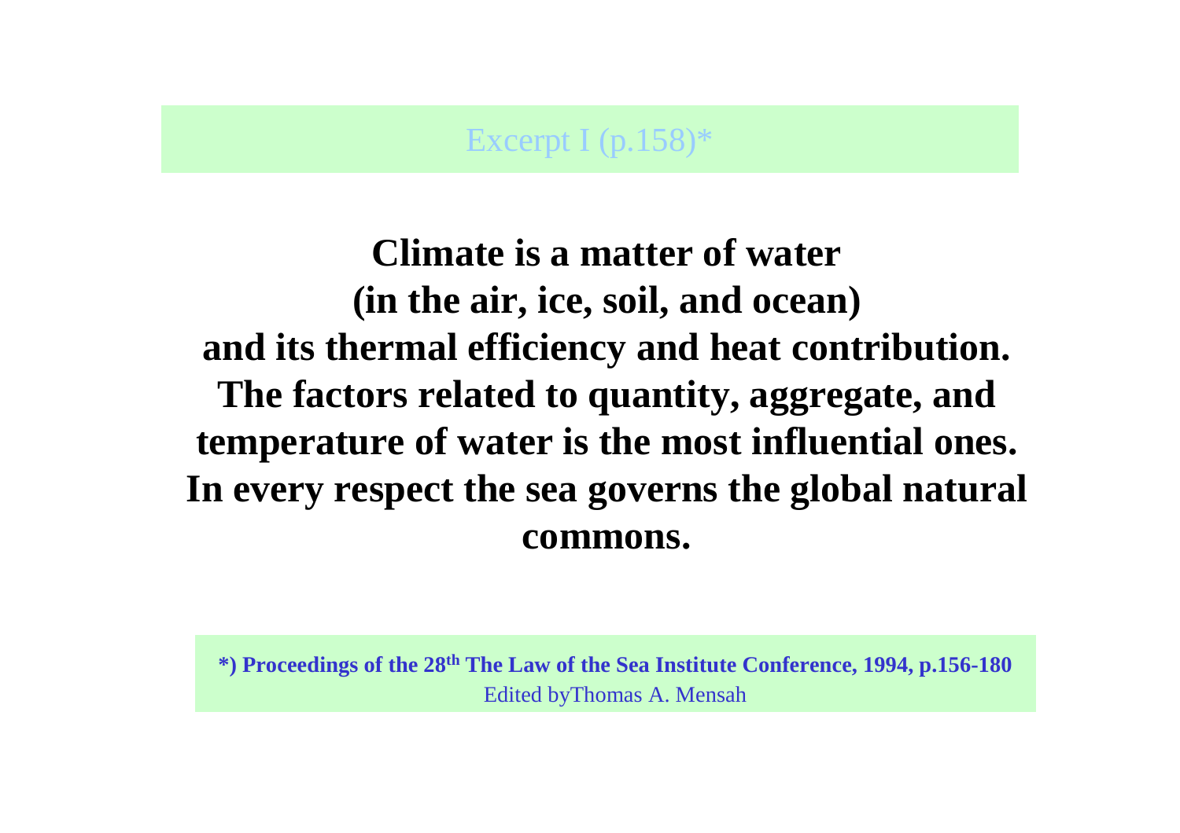## Excerpt I (p.158)*

**Climate is a matter of water (in the air, ice, soil, and ocean) and its thermal efficiency and heat contribution. The factors related to quantity, aggregate, and temperature of water is the most influential ones. In every respect the sea governs the global natural commons.**

**\*) Proceedings of the 28th The Law of the Sea Institute Conference, 1994, p.156-180**
Edited byThomas A. Mensah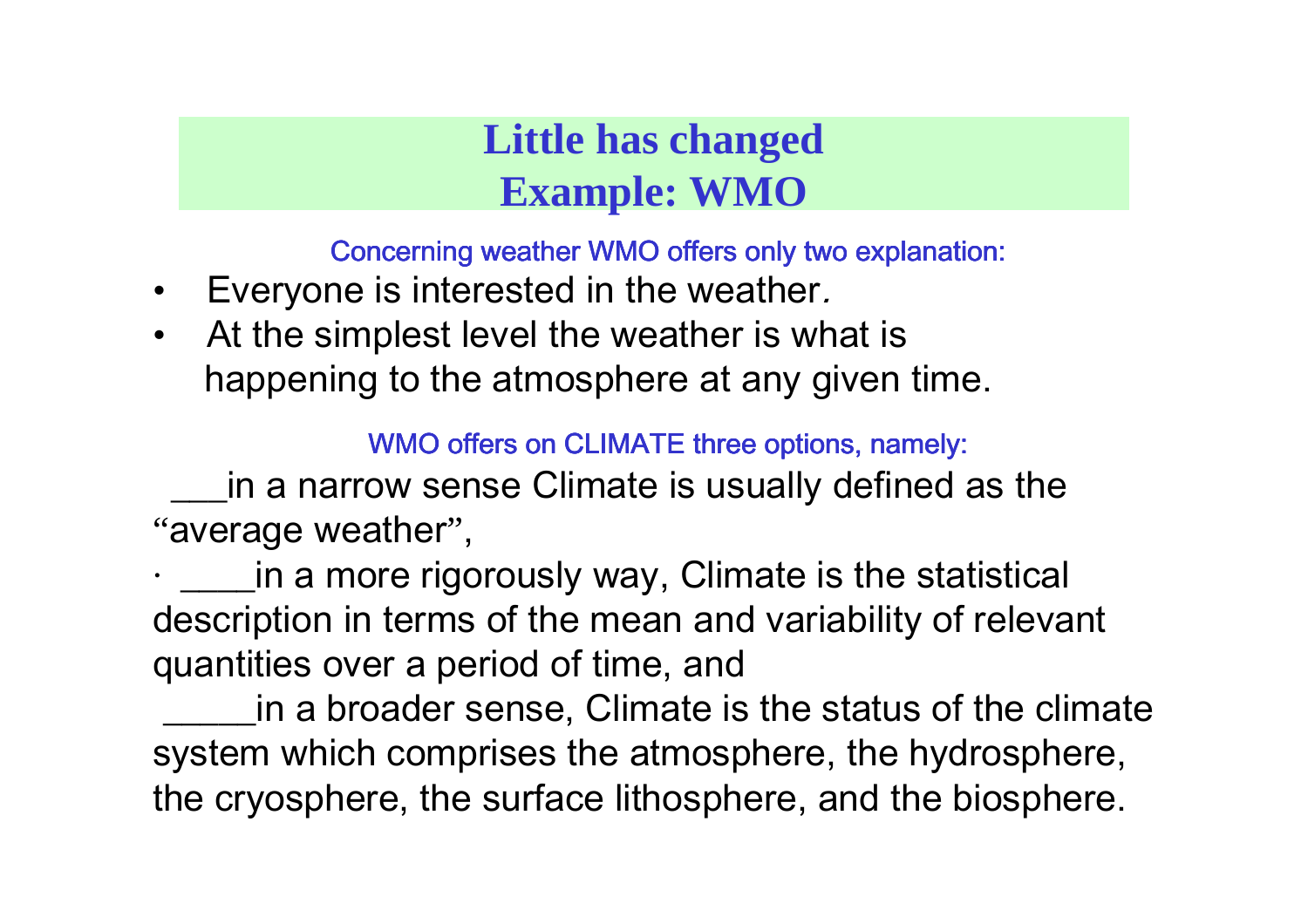## Little has changed
## Example: WMO

Concerning weather WMO offers only two explanation:

- Everyone is interested in the weather.
- At the simplest level the weather is what is happening to the atmosphere at any given time.

WMO offers on CLIMATE three options, namely:

___in a narrow sense Climate is usually defined as the "average weather",

· ____in a more rigorously way, Climate is the statistical description in terms of the mean and variability of relevant quantities over a period of time, and

_____in a broader sense, Climate is the status of the climate system which comprises the atmosphere, the hydrosphere, the cryosphere, the surface lithosphere, and the biosphere.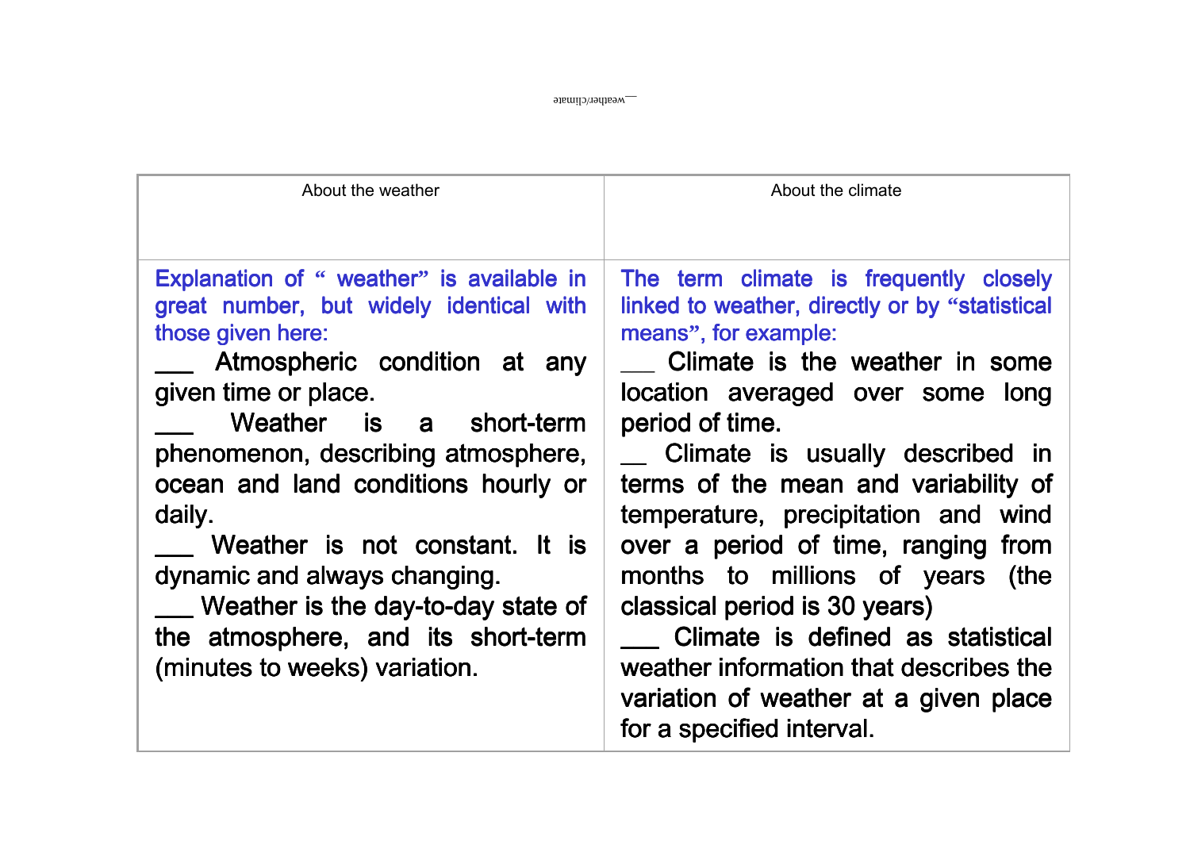| About the weather | About the climate |
|---|---|
| Explanation of " weather" is available in great number, but widely identical with those given here:<br>___ Atmospheric condition at any given time or place.<br>___ Weather is a short-term phenomenon, describing atmosphere, ocean and land conditions hourly or daily.<br>___ Weather is not constant. It is dynamic and always changing.<br>___ Weather is the day-to-day state of the atmosphere, and its short-term (minutes to weeks) variation. | The term climate is frequently closely linked to weather, directly or by "statistical means", for example:<br>___ Climate is the weather in some location averaged over some long period of time.<br>__ Climate is usually described in terms of the mean and variability of temperature, precipitation and wind over a period of time, ranging from months to millions of years (the classical period is 30 years)<br>___ Climate is defined as statistical weather information that describes the variation of weather at a given place for a specified interval. |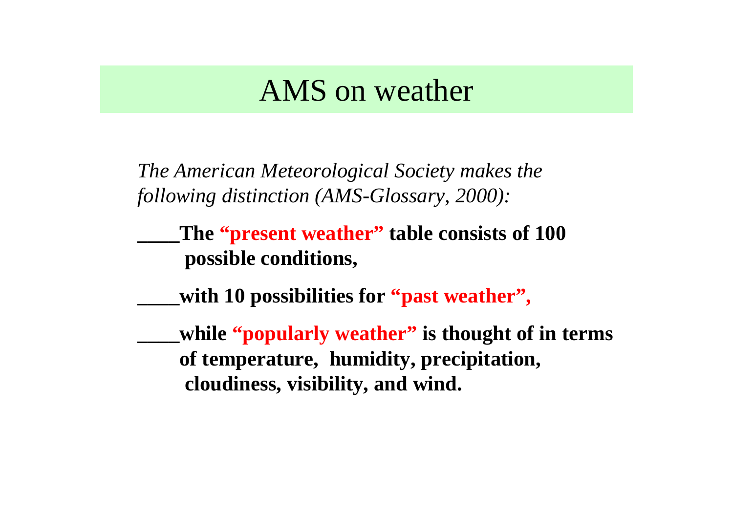# AMS on weather

*The American Meteorological Society makes the following distinction (AMS-Glossary, 2000):*

**____The "present weather" table consists of 100 possible conditions,**

**____with 10 possibilities for "past weather",**

**____while "popularly weather" is thought of in terms of temperature, humidity, precipitation, cloudiness, visibility, and wind.**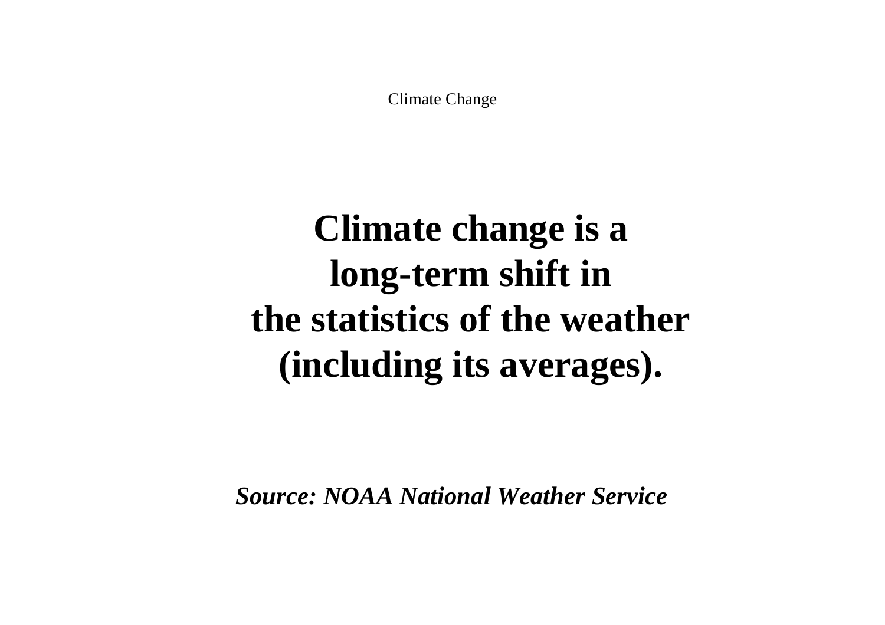Climate Change

# Climate change is a long-term shift in the statistics of the weather (including its averages).

***Source: NOAA National Weather Service***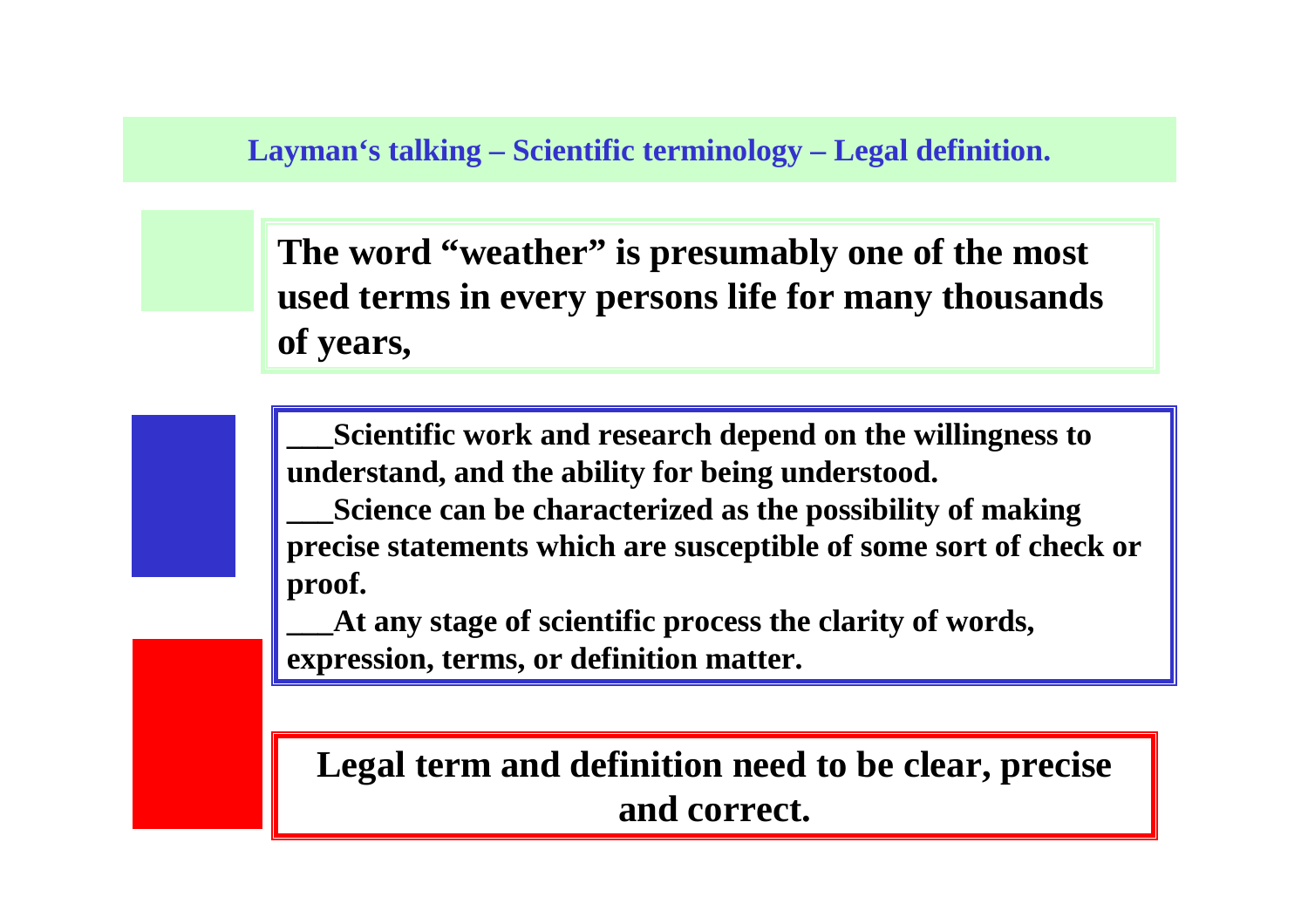## Layman‘s talking – Scientific terminology – Legal definition.

**The word “weather” is presumably one of the most used terms in every persons life for many thousands of years,**

**___Scientific work and research depend on the willingness to understand, and the ability for being understood.**
**___Science can be characterized as the possibility of making precise statements which are susceptible of some sort of check or proof.**
**___At any stage of scientific process the clarity of words, expression, terms, or definition matter.**

**Legal term and definition need to be clear, precise and correct.**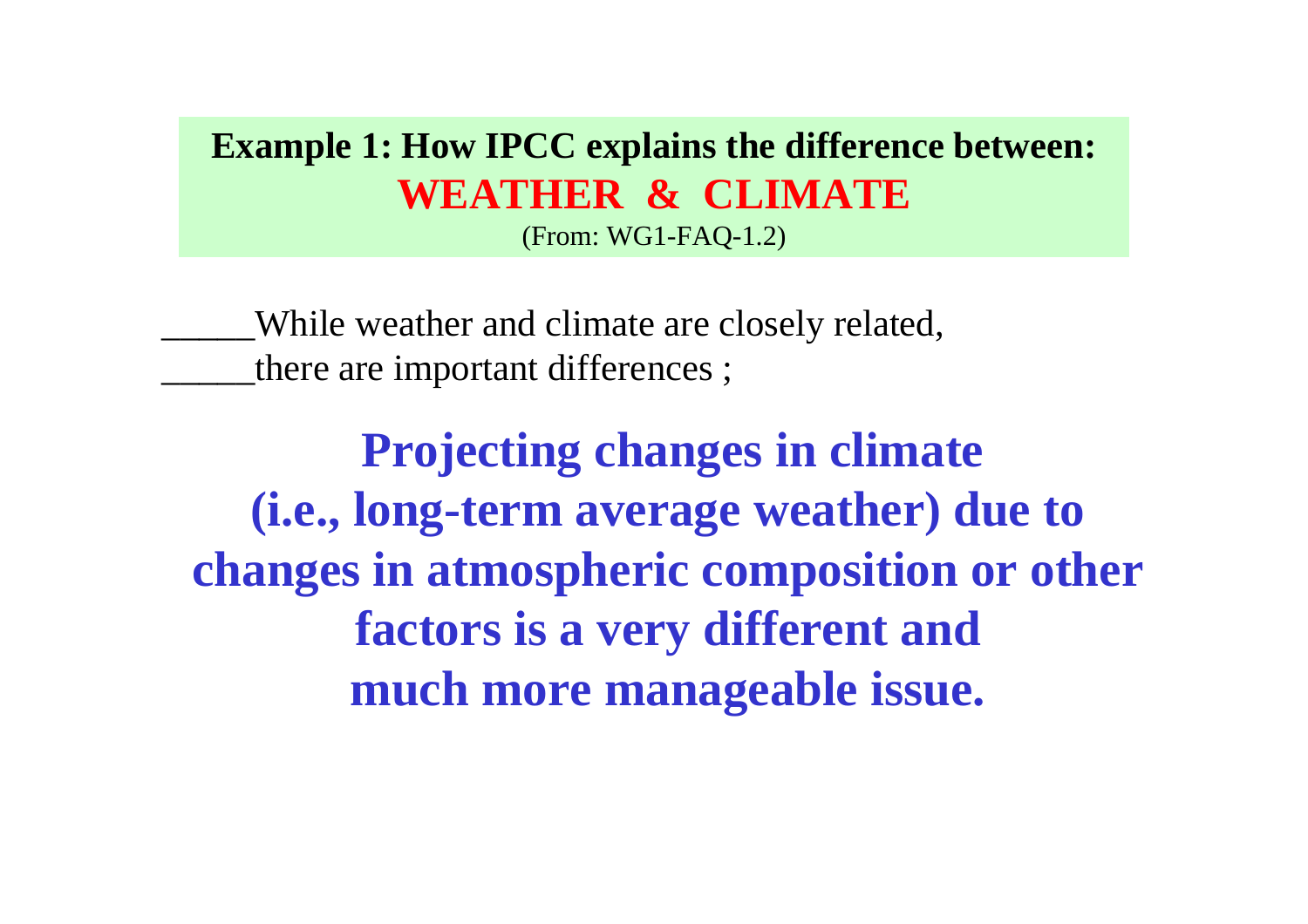**Example 1: How IPCC explains the difference between:**
**WEATHER & CLIMATE**
(From: WG1-FAQ-1.2)

_____While weather and climate are closely related,
_____there are important differences ;

**Projecting changes in climate (i.e., long-term average weather) due to changes in atmospheric composition or other factors is a very different and much more manageable issue.**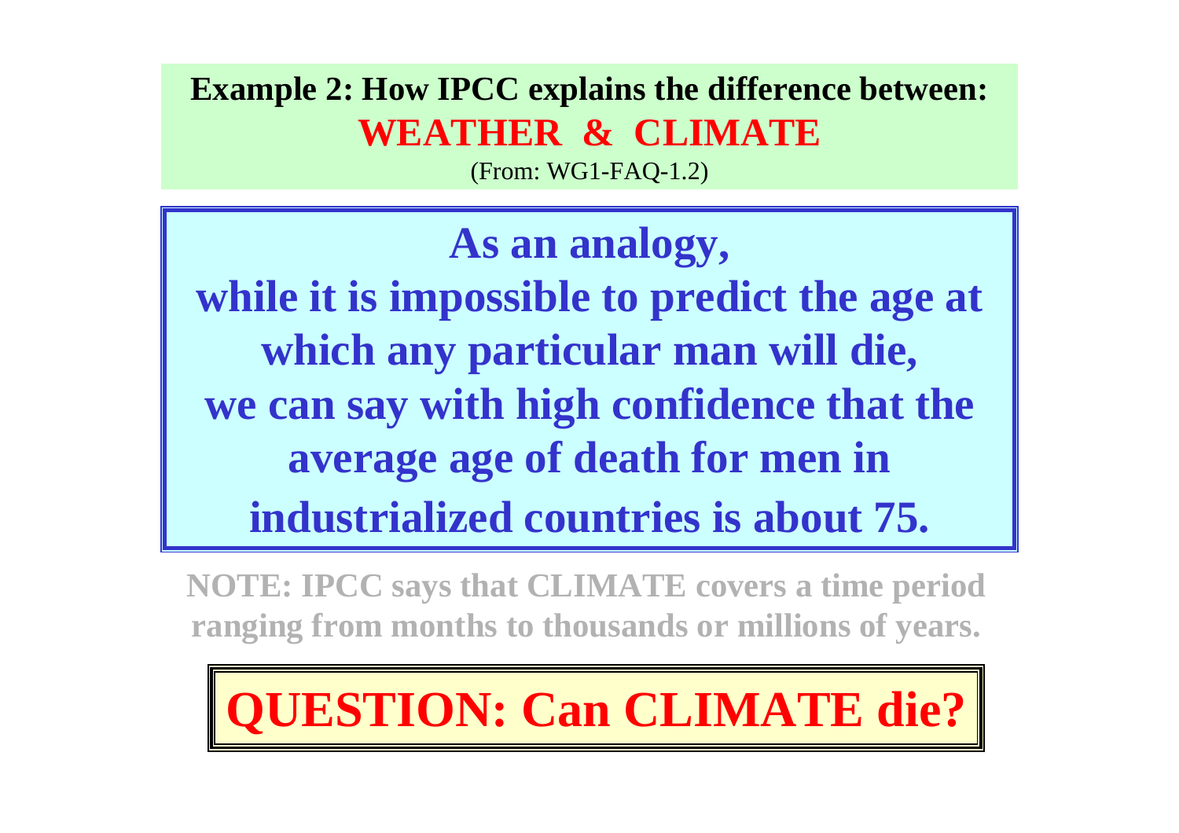## Example 2: How IPCC explains the difference between: WEATHER & CLIMATE

(From: WG1-FAQ-1.2)

**As an analogy, while it is impossible to predict the age at which any particular man will die, we can say with high confidence that the average age of death for men in industrialized countries is about 75.**

**NOTE: IPCC says that CLIMATE covers a time period ranging from months to thousands or millions of years.**

**QUESTION: Can CLIMATE die?**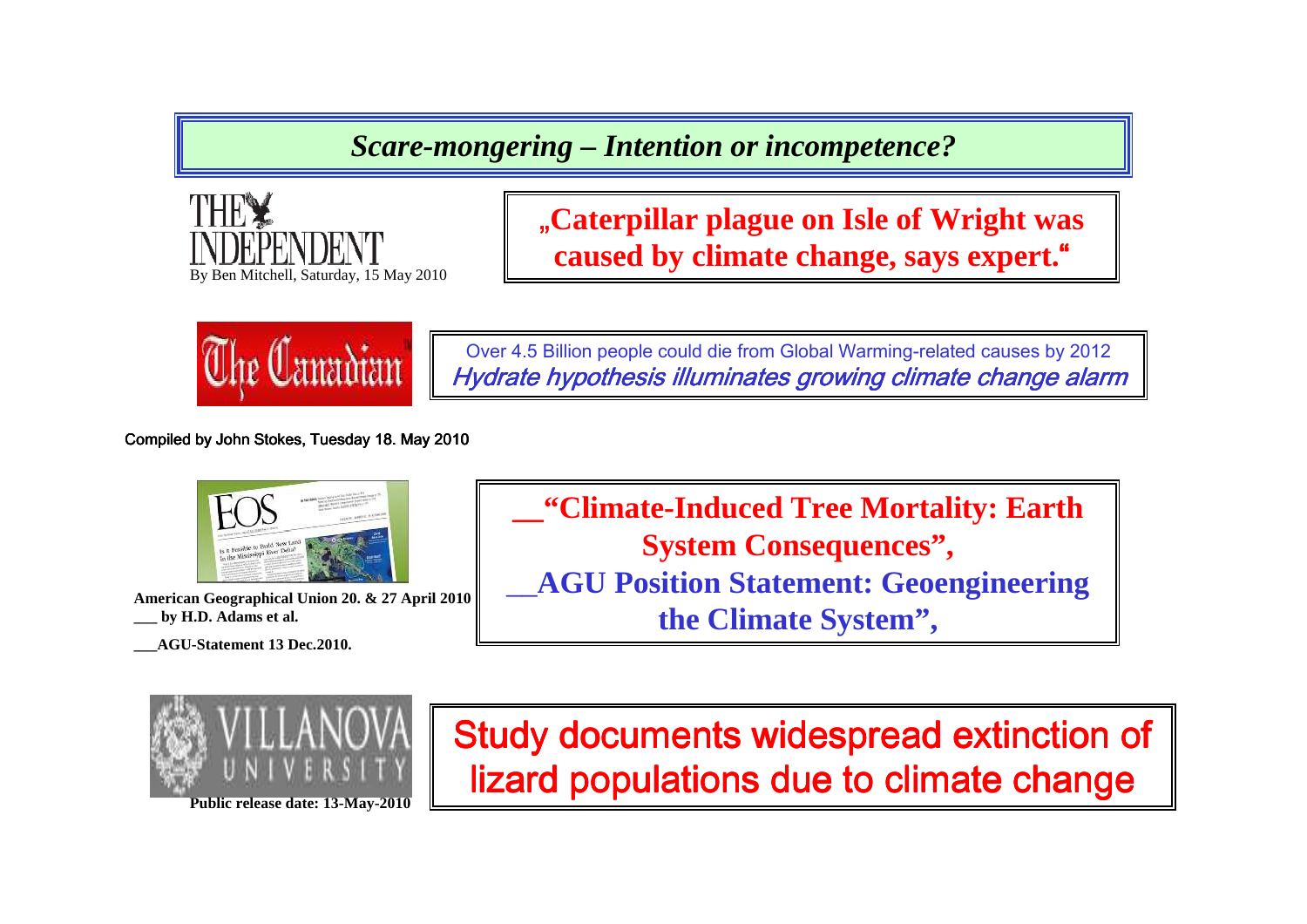# *Scare-mongering – Intention or incompetence?*

THE INDEPENDENT

By Ben Mitchell, Saturday, 15 May 2010

**„Caterpillar plague on Isle of Wright was caused by climate change, says expert."**

The Canadian

Over 4.5 Billion people could die from Global Warming-related causes by 2012

*Hydrate hypothesis illuminates growing climate change alarm*

Compiled by John Stokes, Tuesday 18. May 2010

EOS

**American Geographical Union 20. & 27 April 2010**

**___ by H.D. Adams et al.**

**___AGU-Statement 13 Dec.2010.**

**__"Climate-Induced Tree Mortality: Earth System Consequences",**

**__AGU Position Statement: Geoengineering the Climate System",**

VILLANOVA UNIVERSITY

**Public release date: 13-May-2010**

Study documents widespread extinction of lizard populations due to climate change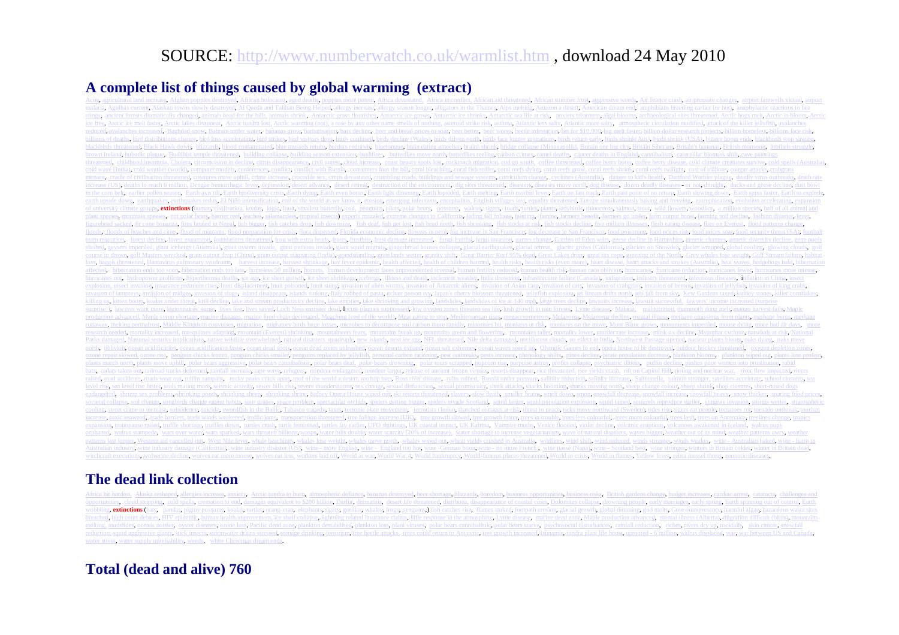SOURCE: http://www.numberwatch.co.uk/warmlist.htm , download 24 May 2010

## A complete list of things caused by global warming (extract)

Acne, agricultural land increase, Afghan poppies destroyed, African holocaust, aged deaths, poppies more potent, Africa devastated, Africa in conflict, African aid threatened, African summer frost, aggressive weeds, Air France crash, air pressure changes, airport farewells virtual, airport malaria, Agulhas current, Alaskan towns slowly destroyed, Al Qaeda and Taliban Being Helped, allergy increase, allergy season longer, alligators in the Thames, Alps melting, Amazon a desert, American dream end, amphibians breeding earlier (or not), anaphylactic reactions to bee stings, ancient forests dramatically changed, animals head for the hills, animals shrink, Antarctic grass flourishes, Antarctic ice grows, Antarctic ice shrinks, Antarctic sea life at risk, anxiety treatment, algal blooms, archaeological sites threatened, Arctic bogs melt, Arctic in bloom, Arctic ice free, Arctic ice melt faster, Arctic lakes disappear, Arctic tundra lost, Arctic warming (not), a rose by any other name smells of nothing, asteroid strike risk, asthma, Atlantic less salty, Atlantic more salty, atmospheric circulation modified, attack of the killer jellyfish, avalanches reduced, avalanches increased, Baghdad snow, Bahrain under water, bananas grow, barbarisation, bats decline, beer and bread prices to soar, beer better, beer worse, beetle infestation, bet for $10,000, big melt faster, billion dollar research projects, billion homeless, billions face risk, billions of deaths, bird distributions change, bird loss accelerating, bird strikes, bird visitors drop, birds confused, birds decline (Wales), birds driven north, birds face longer migrations, birds return early, birds shrink(Aus), birds shrink (USA), bittern boom ends, blackbirds stop singing, blackbirds threatened, Black Hawk down, blizzards, blood contaminated, blue mussels return, borders redrawn, bluetongue, brain eating amoebae, brains shrink, bridge collapse (Minneapolis), Britain one big city, Britain Siberian, Britain's bananas, British monsoon, brothels struggle, brown Ireland, bubonic plague, Buddhist temple threatened, building collapse, building season extension, bushfires, butterflies move north, butterflies reeling, carbon crimes, camel deaths, cancer deaths in England, cannibalism, caterpillar biomass shift, cave paintings threatened, childhood insomnia, Cholera, circumcision in decline, cirrus disappearance, civil unrest, cloud increase, coast beauty spots lost, cockroach migration, cod go south, coffee threatened, coffee berry borer, coffee berry disease, cold climate creatures survive, cold spells (Australia), cold wave (India), cold weather (world), computer models, conferences, conflict, conflict with Russia, consumers foot the bill, coral bleaching, coral fish suffer, coral reefs dying, coral reefs grow, coral reefs shrink, coral reefs twilight, cost of trillions, cougar attacks, crabgrass menace, cradle of civilisation threatened, creatures move uphill, crime increase, crocodile sex, crops devastated, crumbling roads, buildings and sewage systems, curriculum change, cyclones (Australia), danger to kid's health, Dartford Warbler plague, deadly virus outbreaks, death rate increase (US), deaths to reach 6 million, Dengue hemorrhagic fever, depression, desert advance, desert retreat, destruction of the environment, dig sites threatened, disasters, diseases move north, dog disease, dozen deadly diseases - or not, drought, ducks and geese decline, dust bowl in the corn belt, earlier pollen season, Earth axis tilt, Earth biodiversity crisis, Earth dying, Earth even hotter, Earth light dimming, Earth lopsided, Earth melting, Earth morbid fever, Earth on fast track, Earth past point of no return, Earth slowing down, Earth spins faster, Earth to explode, earth upside down, earthquakes, earthquakes redux, El Niño intensification, end of the world as we know it, erosion, emerging infections, encephalitis, English villages lost, equality threatened, Europe simultaneously baking and freezing, eutrophication, evolution accelerating, expansion of university climate groups, **extinctions** (human, civilisation, koalas, logic, Inuit, smallest butterfly, cod, penguins, pikas, polar bears, possums, walrus, tigers, toads, turtles, plants, ladybirds, rhinoceros, salmon, trout, wild flowers, woodlice, a million species, half of all animal and plant species, mountain species, not polar bears, barrier reef, leaches, salamanders, tropical insects) experts muzzled, extreme changes to California, fading fall foliage, fainting, famine, farmers benefit, farmers go under, farm output boost, farming soil decline, fashion disaster, fever, figurehead sacked, fir cone bonanza, fires fanned in Nepal, fish bigger, fish catches drop, fish downsize, fish deaf, fish get lost, fish head north, fish shrinking, fish stocks at risk, fish stocks decline, five million illnesses, flesh eating disease, flies on Everest, flood patterns change, floods, floods of beaches and cities, flood of migrants, flood preparation for crisis, flora dispersed, Florida economic decline, flowers in peril, fog increase in San Francisco, fog decrease in San Francisco, food poisoning, food prices rise, food prices soar, food security threat (SA), football team migration, forest decline, forest expansion, foundations threatened, frog with extra heads, frosts, frostbite, frost damage increased, fungi fruitful, fungi invasion, games change, Garden of Eden wilts, geese decline in Hampshire, genetic changes, genetic diversity decline, gene pools slashed, geysers imperiled, giant icebergs (Australia), giant oysters invade, giant pythons invade, giant squid migrate, gingerbread houses collapse, glacial earthquakes, glacial retreat, glacier grows (California), glaciers on Snowdon, glacier wrapped, global cooling, glowing clouds, golf course to drown, golf Masters wrecked, grain output drop (China), grain output stagnating (India), grandstanding, grasslands wetter, gravity shift, Great Barrier Reef 95% dead, Great Lakes drop, great tits cope, greening of the North, Grey whales lose weight, Gulf Stream failure, habitat loss, haggis threatened, Hantavirus pulmonary syndrome, harvest increase, harvest shrinkage, hay fever epidemic, health affected, health of children harmed, health risks, health risks (even more), heart disease, heart attacks and strokes (Australia), heat waves, hedgehogs bald, hibernation affected, hibernation ends too soon, hibernation ends too late, homeless 50 million, hornets, human development faces unprecedented reversal, human fertility reduced, human health risk, human race oblivion, hurricanes, hurricane reduction, hurricanes fewer, hurricanes more intense, hurricanes not, hydropower problems, hyperthermia deaths, ice age, ice sheet growth, ice sheet shrinkage, icebergs, illness and death, inclement weather, India drowning, infrastructure failure (Canada), indigestion, industry threatened, infectious diseases, inflation in China, insect explosion, insect invasion, insurance premium rises, Inuit displacement, Inuit poisoned, Inuit suing, invasion of alien worms, invasion of Antarctic aliens, invasion of Asian carp, invasion of cats, invasion of crabgrass, invasion of herons, invasion of jellyfish, invasion of king crabs, invasion of lampreys, invasion of midges, invasion of slugs, island disappears, islands sinking, Italy robbed of pasta, itchier poison ivy, Japan's cherry blossom threatened, jellyfish explosion, jet stream drifts north, jets fall from sky, Kew Gardens taxed, kidney stones, killer cornflakes, killing us, kitten boom, koalas under threat, krill decline, lake and stream productivity decline, lake empties, lake shrinking and growing, landslides, landslides of ice at 140 mph, large trees decline, lawsuits increase, lawsuit successful, lawyers' income increased (surprise surprise!), lawyers want more, legionnaires' surge, lives lost, lives saved, Loch Ness monster dead, locust plagues suppressed, low oxygen zones threaten sea life, lush growth in rain forests, Lyme disease, Malaria, malnutrition, mammoth dung melt, mango harvest fails, Maple production advanced, Maple syrup shortage, marine diseases, marine food chain decimated, Meaching (end of the world), Meat eating to stop, Mediterranean rises, megacryometeors, Melanoma, Melanoma decline, mental illness, methane emissions from plants, methane burps, methane runaway, melting permafrost, Middle Kingdom convulses, migration, migratory birds huge losses, microbes to decompose soil carbon more rapidly, minorities hit, monkeys at risk, monkeys on the move, Mont Blanc grows, monuments imperiled, moose dying, more bad air days, more research needed, mortality increased, mosquitoes adapting, mountain (Everest) shrinking, mountaineers fears, mountains break up, mountains green and flowering, mountains taller, mortality lower, murder rate increase, musk ox decline, Myanmar cyclone, narwhals at risk, National Parks damaged, National security implications, native wildlife overwhelmed, natural disasters quadruple, new islands, next ice age, NFL threatened, Nile delta damaged, noctilucent clouds, no effect in India, Northwest Passage opened, nuclear plants bloom, oaks dying, oaks move north, oblivion, ocean acidification, ocean acidification faster, ocean dead spots, ocean dead zones unleashed, ocean deserts expand, ocean salt extremes, ocean waves speed up, Olympic Games to end, opera house to be destroyed, outdoor hockey threatened, oxygen depletion zones, ozone repair slowed, ozone rise, penguin chicks frozen, penguin chicks smaller, penguins replaced by jellyfish, personal carbon rationing, pest outbreaks, pests increase, phenology shifts, pines decline, pirate population decrease, plankton blooms, plankton wiped out, plants lose protein, plants march north, plants move uphill, polar bears aggressive, polar bears cannibalistic, polar bears deaf, polar bears drowning, polar tours scrapped, popcorn rise, porpoise astray, profits collapse, psychiatric illness, puffin decline, pushes poor women into prostitution, rabid bats, radars taken out, railroad tracks deformed, rainfall increase, rape wave, refugees, reindeer endangered, reindeer larger, release of ancient frozen viruses, resorts disappear, rice threatened, rice yields crash, rift on Capitol Hill, rioting and nuclear war, river flow impacted, rivers raised, road accidents, roads wear out, robins rampant, rocky peaks crack apart, roof of the world a desert, rooftop bars, Ross river disease, ruins ruined, Russia under pressure, salinity reduction, salinity increase, Salmonella, salmon stronger, satellites accelerate, school closures, sea level rise, sea level rise faster, seals mating more, seismic activity, sewer bills rise, severe thunderstorms, sex change, sexual dysfunction, sexual promiscuity, shark attacks, sharks booming, sharks moving north, sheep change colour, sheep shrink, shop closures, short-nosed dogs endangered, shrimp sex problems, shrinking ponds, shrinking sheep, shrinking shrine, Sidney Opera House wiped out, ski resorts threatened, slavery, slow death, smaller brains, smelt down, smog, snowfall decrease, snowfall increase, snowfall heavy, snow thicker, soaring food prices, societal collapse, soil change, songbirds change eating habits, sour grapes, space problem, spectacular orchids, spiders getting bigger, spiders invade Scotland, squid larger, squid population explosion, squid tamed, squirrels reproduce earlier, stingray invasion, storms wetter, stratospheric cooling, street crime to increase, subsidence, suicide, swordfish in the Baltic, Tabasco tragedy, taxes, tectonic plate movement, terrorists (India), thatched cottages at risk, threat to peace, ticks move northward (Sweden), tides rise, tigers eat people, tomatoes rot, tornado outbreak, tourism increase, toxic seaweed, trade barriers, trade winds weakened, traffic jams, transportation threatened, tree foliage increase (UK), tree growth slowed, tree growth faster, trees in trouble, trees less colourful, trees more colourful, trees lush, trees on Antarctica, treelines change, tropics expansion, tropopause raised, truffle shortage, truffles down, turtles crash, turtle feminised, turtles lay earlier, UFO sightings, UK coastal impact, UK Katrina, Vampire moths, Venice flooded, violin decline, volcanic eruptions, volcanoes awakened in Iceland, walrus pups orphaned, walrus stampede, wars over water, wars sparked, wars threaten billions, wasps, water bills double, water scarcity (20% of increase), water shortage to increase vegetarianism, wave of natural disasters, waves bigger, weather out of its mind, weather patterns awry, weather patterns last longer, Western aid cancelled out, West Nile fever, whale beachings, whales lose weight, whales move north, whales wiped out, wheat yields crushed in Australia, wildfires, wind shift, wind reduced, winds stronger, winds weaker, wine - Australian baked, wine - harm to Australian industry, wine industry damage (California), wine industry disaster (US), wine - more English, wine - England too hot, wine -German boom, wine - no more French , wine passé (Napa), wine - Scotland best, wine stronger, winters in Britain colder, winter in Britain dead, witchcraft executions, wolverine decline, wolves eat more moose, wolves eat less, workers laid off, World at war, World War 4, World bankruptcy, World-famous places threatened, World in crisis, World in flames, Yellow fever, zebra mussel threat, zoonotic diseases.

## The dead link collection

Africa hit hardest, Alaska reshaped, allergies increase, anxiety, Arctic tundra to burn, atmospheric defiance, bananas destroyed, beer shortage, blizzards, boredom, business opportunities, business risks, British gardens change, budget increases, cardiac arrest, cataracts, challenges and opportunities, cloud stripping, cold spells, cremation to end, damages equivalent to $200 billion, Darfur, dermatitis, desert life threatened, diarrhoea, disappearance of coastal cities, Dolomites collapse, drowning people, early marriages, early spring, Earth spinning out of control, Earth wobbling, **extinctions** (bats, pandas, pigmy possums, koalas, turtles, orang-utan, elephants, tigers, gorillas, whales, frogs, penguins,) fish catches rise, flames stoked, footpath erosion, glacial growth, global dimming, god melts, Gore omnipresence, harmful algae, hazardous waste sites breached, high court debates, HIV epidemic, human health improvement, ice shelf collapse, lightning related insurance claims, little response in the atmosphere, Lyme disease, marine dead zone, Maple production advanced, mental illness (Alberta), migration difficult (birds), mountains melting, mudslides, oceans noisier, oyster diseases, ozone loss, Pacific dead zone, plankton destabilised, plankton loss, plant viruses, polar bears cannibalistic, polar bears starve, psychosocial disturbances, rainfall reduction, riches, rivers dry up, rockfalls, skin cancer, snowfall reduction, squid aggressive giants, stick insects, stormwater drains stressed, teenage drinking, terrorism, tree beetle attacks, trees could return to Antarctic, tree growth increased, tsunamis, tundra plant life boost, uprooted - 6 million, walrus displaced, war, war between US and Canada, water stress, water supply unreliability, weeds, white Christmas dream ends.

## Total (dead and alive) 760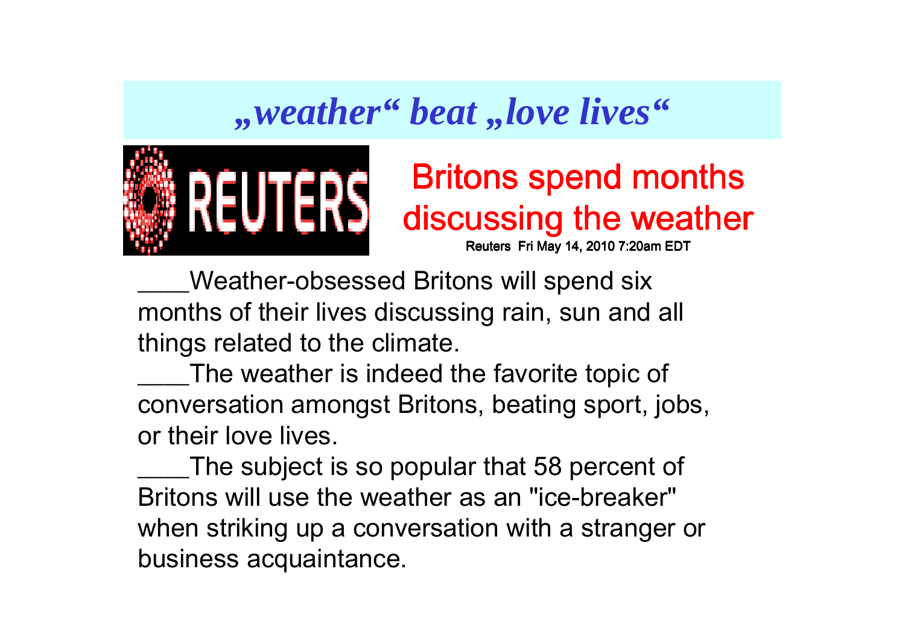# *„weather" beat „love lives"*

REUTERS

## Britons spend months discussing the weather

Reuters Fri May 14, 2010 7:20am EDT

____Weather-obsessed Britons will spend six months of their lives discussing rain, sun and all things related to the climate.

____The weather is indeed the favorite topic of conversation amongst Britons, beating sport, jobs, or their love lives.

____The subject is so popular that 58 percent of Britons will use the weather as an "ice-breaker" when striking up a conversation with a stranger or business acquaintance.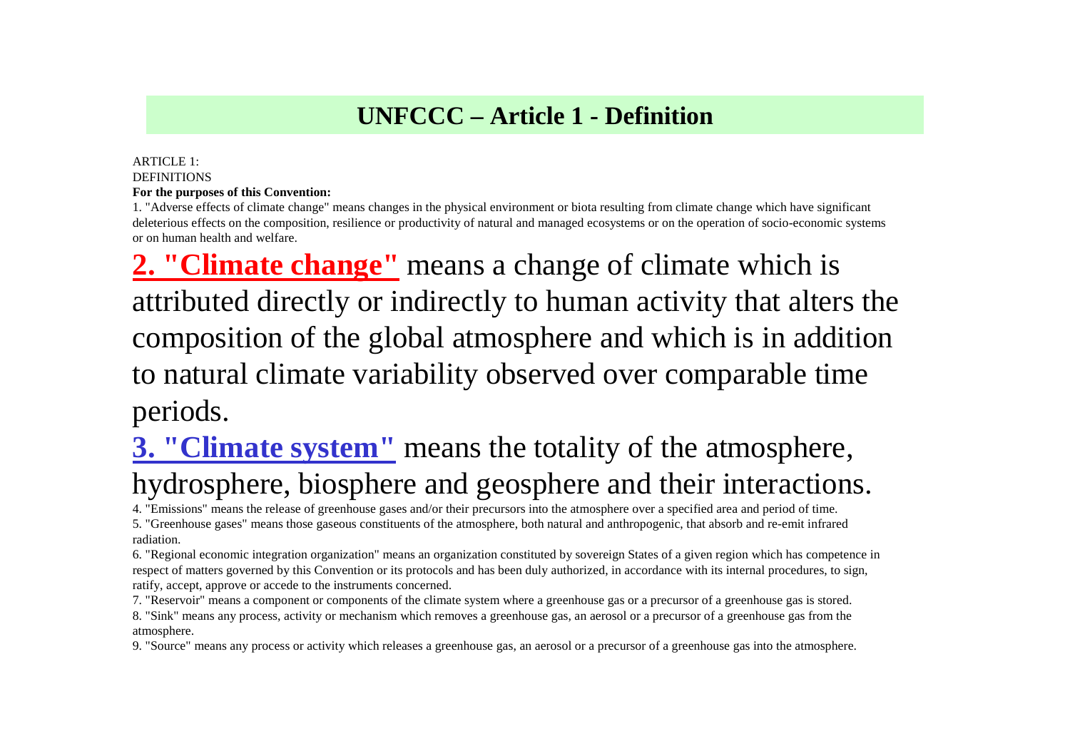# UNFCCC – Article 1 - Definition

ARTICLE 1:
DEFINITIONS

**For the purposes of this Convention:**

1. "Adverse effects of climate change" means changes in the physical environment or biota resulting from climate change which have significant deleterious effects on the composition, resilience or productivity of natural and managed ecosystems or on the operation of socio-economic systems or on human health and welfare.

**2. "Climate change"** means a change of climate which is attributed directly or indirectly to human activity that alters the composition of the global atmosphere and which is in addition to natural climate variability observed over comparable time periods.

**3. "Climate system"** means the totality of the atmosphere, hydrosphere, biosphere and geosphere and their interactions.

4. "Emissions" means the release of greenhouse gases and/or their precursors into the atmosphere over a specified area and period of time.

5. "Greenhouse gases" means those gaseous constituents of the atmosphere, both natural and anthropogenic, that absorb and re-emit infrared radiation.

6. "Regional economic integration organization" means an organization constituted by sovereign States of a given region which has competence in respect of matters governed by this Convention or its protocols and has been duly authorized, in accordance with its internal procedures, to sign, ratify, accept, approve or accede to the instruments concerned.

7. "Reservoir" means a component or components of the climate system where a greenhouse gas or a precursor of a greenhouse gas is stored.

8. "Sink" means any process, activity or mechanism which removes a greenhouse gas, an aerosol or a precursor of a greenhouse gas from the atmosphere.

9. "Source" means any process or activity which releases a greenhouse gas, an aerosol or a precursor of a greenhouse gas into the atmosphere.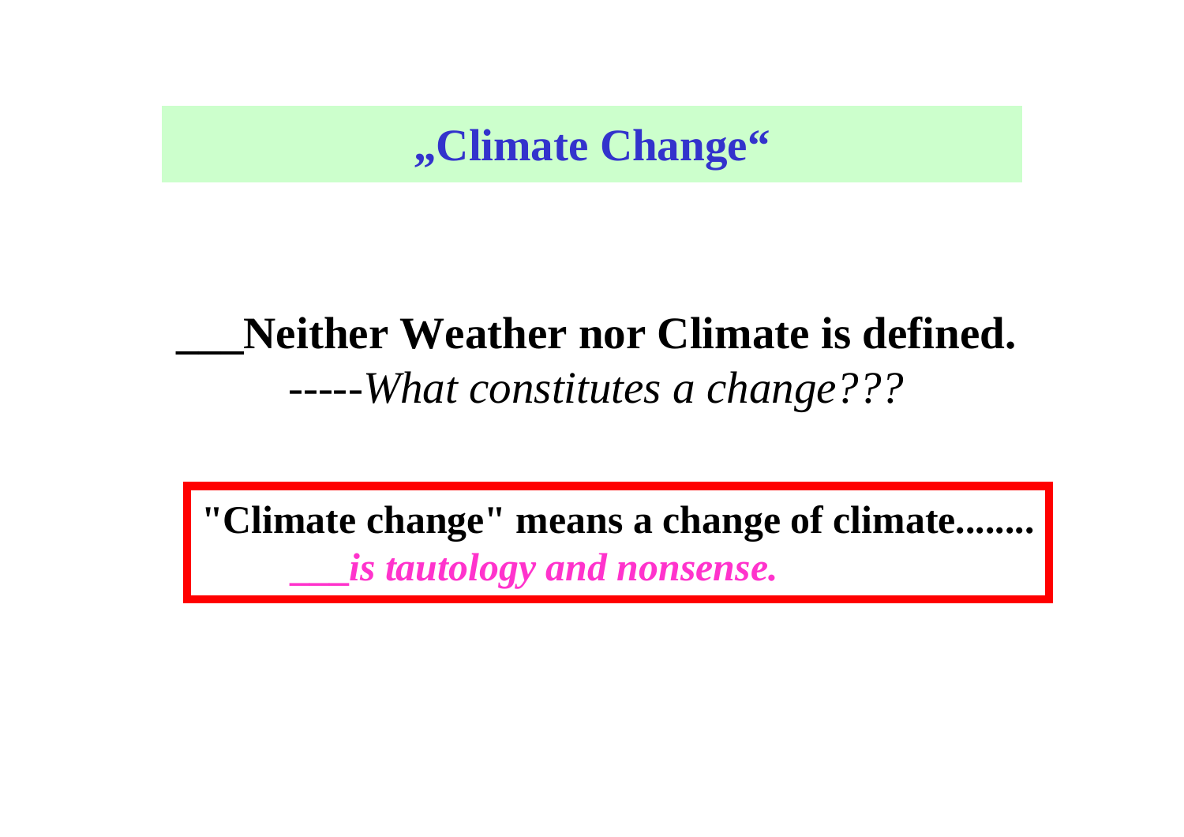# „Climate Change“

**___Neither Weather nor Climate is defined.**

-----*What constitutes a change???*

**"Climate change" means a change of climate........**

***___is tautology and nonsense.***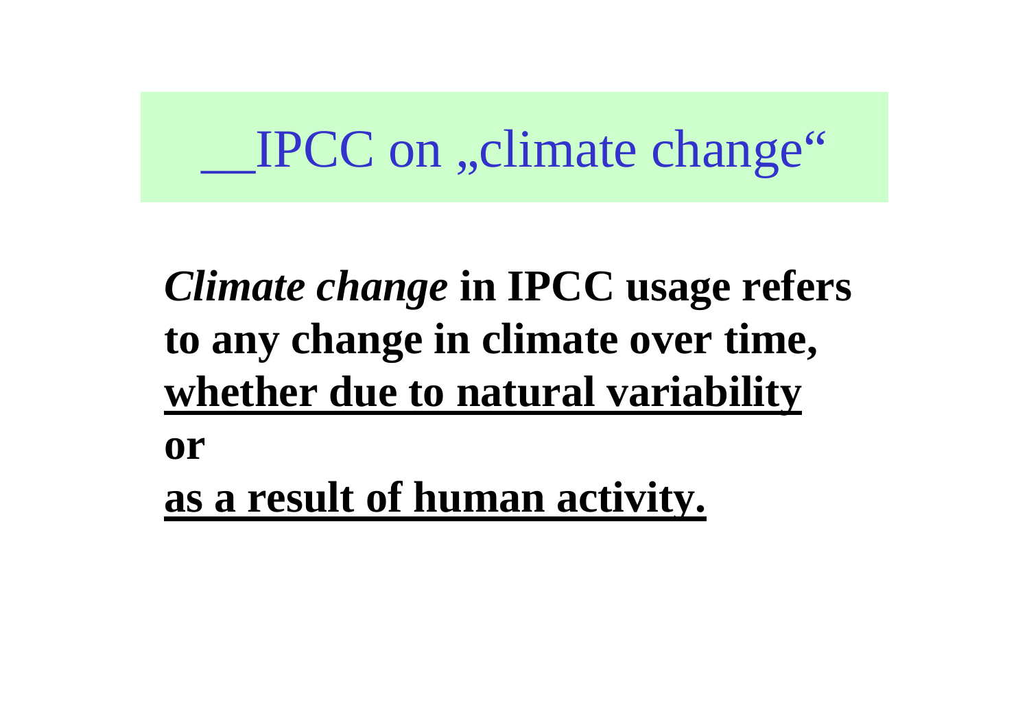# __IPCC on „climate change“

***Climate change*** **in IPCC usage refers to any change in climate over time, <u>whether due to natural variability</u>**

**or**

**<u>as a result of human activity.</u>**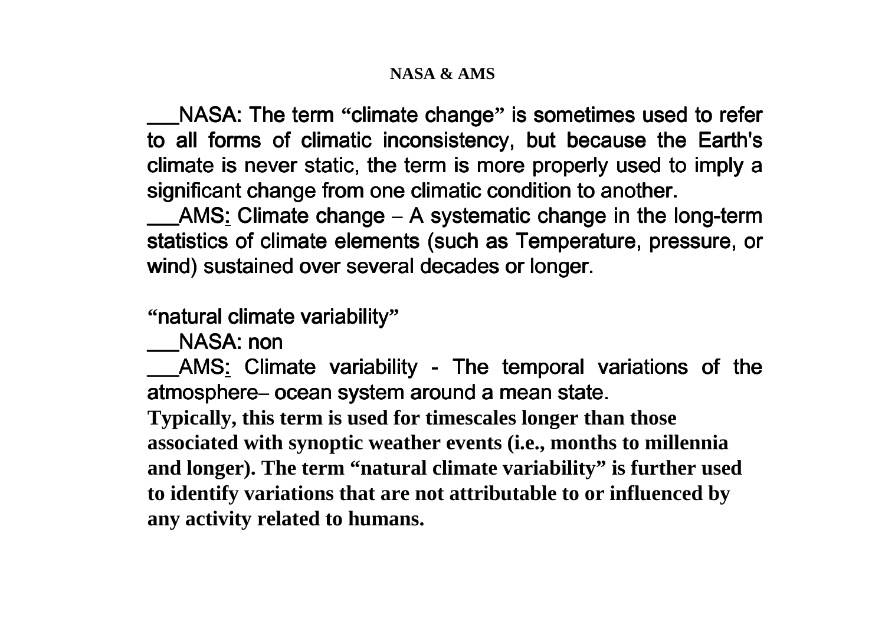**NASA & AMS**

___NASA: The term “climate change” is sometimes used to refer to all forms of climatic inconsistency, but because the Earth's climate is never static, the term is more properly used to imply a significant change from one climatic condition to another.

___AMS: Climate change – A systematic change in the long-term statistics of climate elements (such as Temperature, pressure, or wind) sustained over several decades or longer.

“natural climate variability”

___NASA: non

___AMS: Climate variability - The temporal variations of the atmosphere– ocean system around a mean state.

**Typically, this term is used for timescales longer than those associated with synoptic weather events (i.e., months to millennia and longer). The term “natural climate variability” is further used to identify variations that are not attributable to or influenced by any activity related to humans.**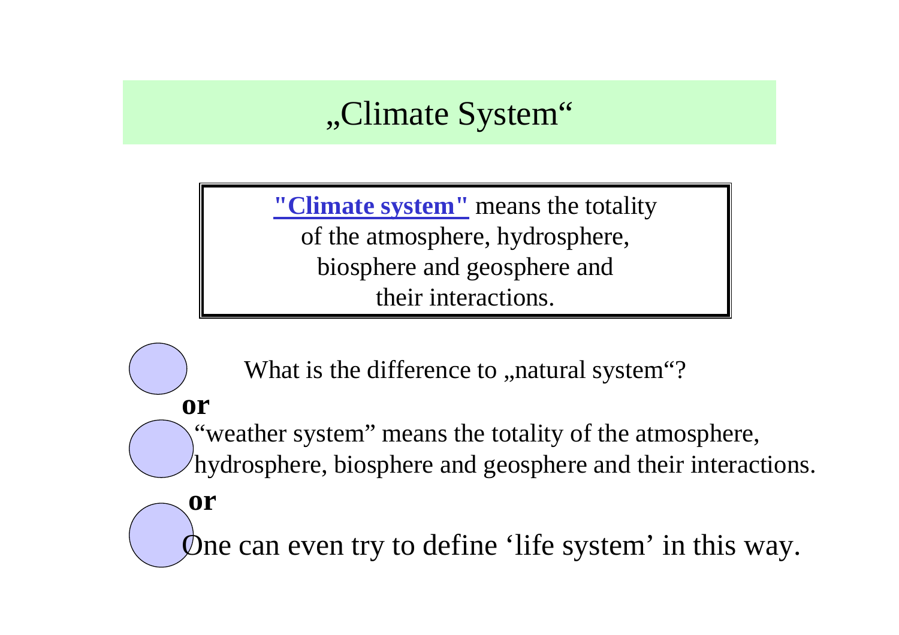# „Climate System“

> **"Climate system"** means the totality of the atmosphere, hydrosphere, biosphere and geosphere and their interactions.

What is the difference to „natural system“?

**or**

“weather system” means the totality of the atmosphere, hydrosphere, biosphere and geosphere and their interactions.

**or**

One can even try to define ‘life system’ in this way.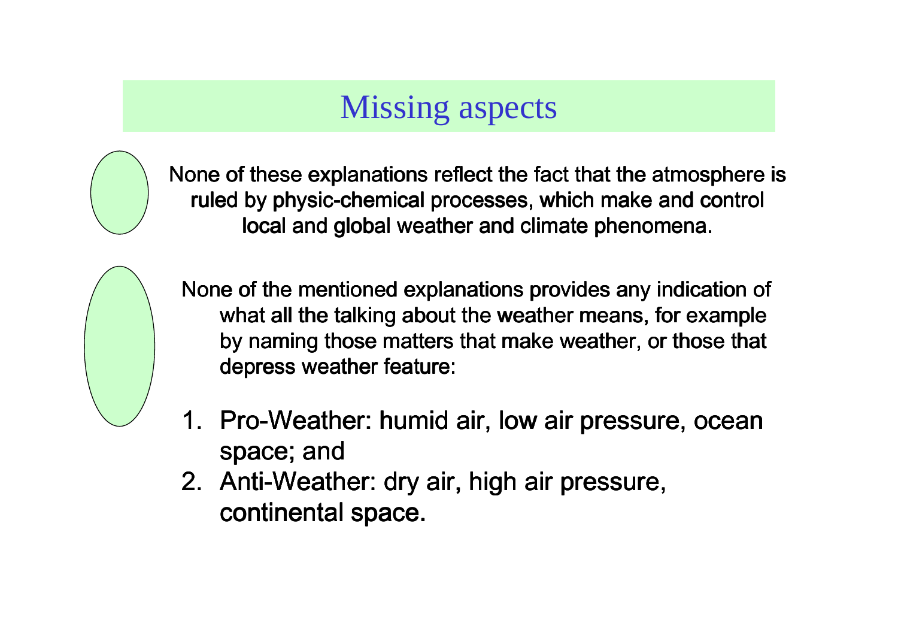# Missing aspects

None of these explanations reflect the fact that the atmosphere is ruled by physic-chemical processes, which make and control local and global weather and climate phenomena.

None of the mentioned explanations provides any indication of what all the talking about the weather means, for example by naming those matters that make weather, or those that depress weather feature:

1. Pro-Weather: humid air, low air pressure, ocean space; and
2. Anti-Weather: dry air, high air pressure, continental space.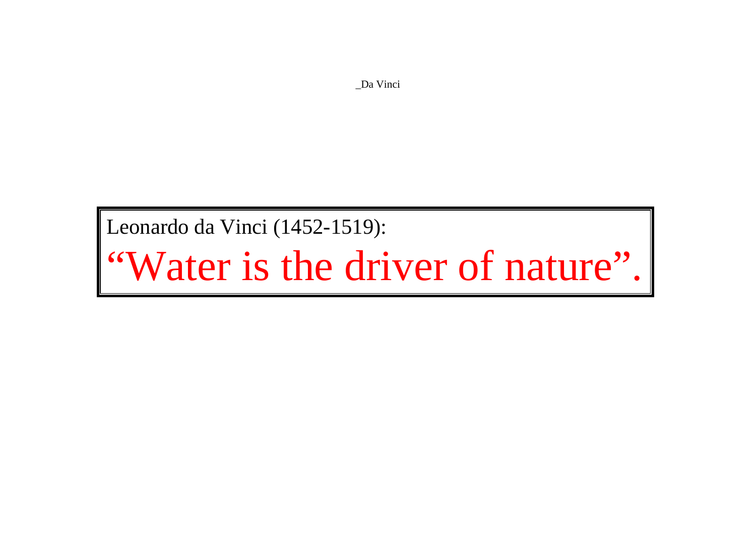_Da Vinci

Leonardo da Vinci (1452-1519):

"Water is the driver of nature".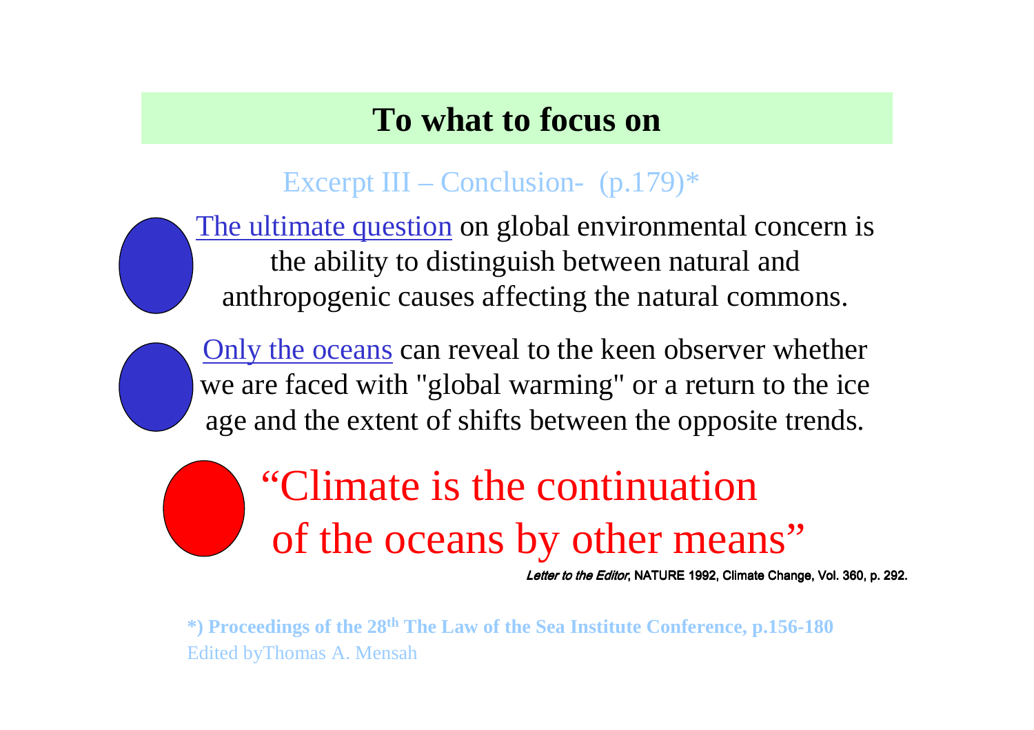# To what to focus on

Excerpt III – Conclusion- (p.179)*

- The ultimate question on global environmental concern is the ability to distinguish between natural and anthropogenic causes affecting the natural commons.
- Only the oceans can reveal to the keen observer whether we are faced with "global warming" or a return to the ice age and the extent of shifts between the opposite trends.
- “Climate is the continuation of the oceans by other means”

*Letter to the Editor*, NATURE 1992, Climate Change, Vol. 360, p. 292.

**\*) Proceedings of the 28th The Law of the Sea Institute Conference, p.156-180**

Edited byThomas A. Mensah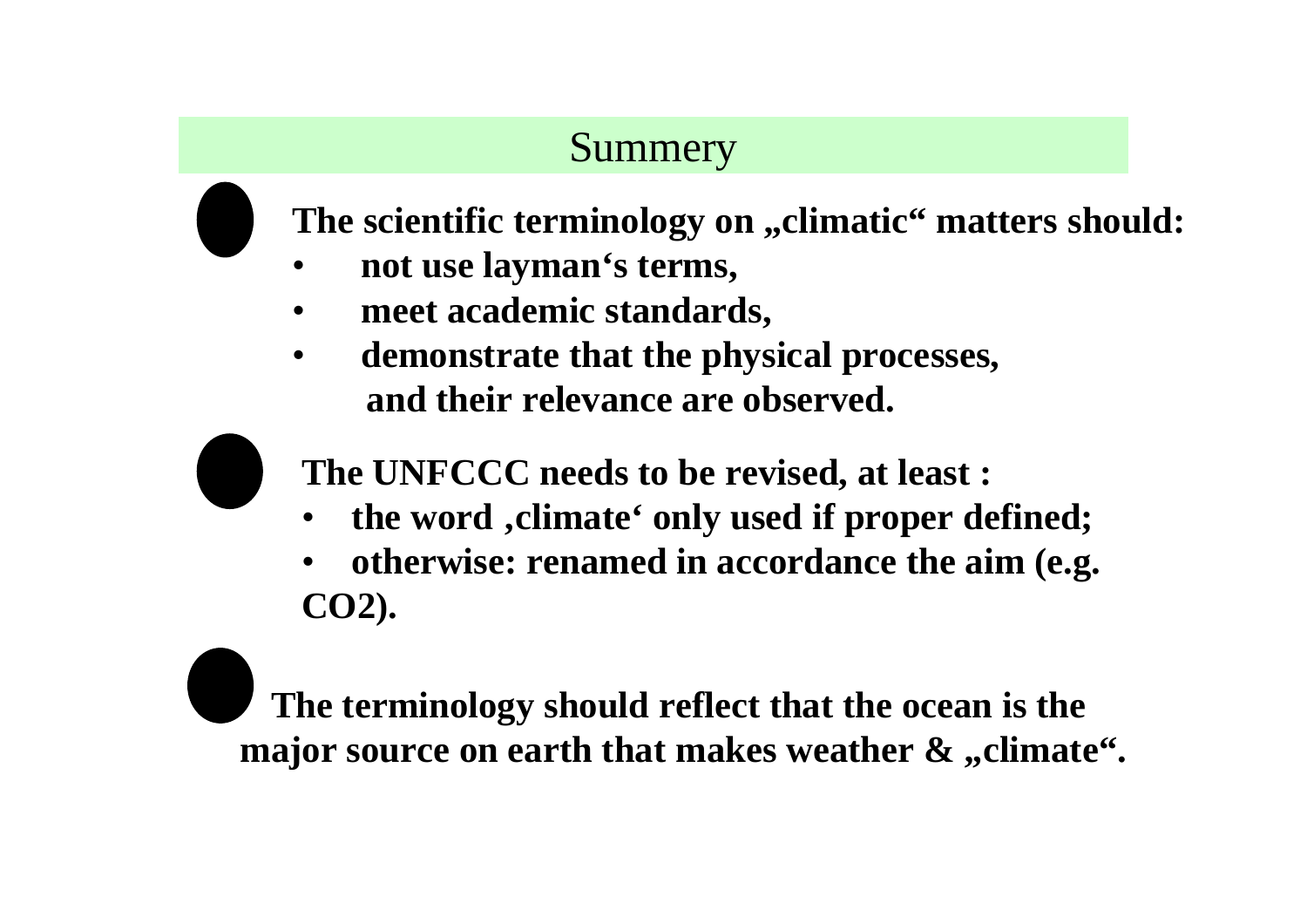## Summery

- **The scientific terminology on „climatic“ matters should:**
  - **not use layman‘s terms,**
  - **meet academic standards,**
  - **demonstrate that the physical processes, and their relevance are observed.**

- **The UNFCCC needs to be revised, at least :**
  - **the word ‚climate‘ only used if proper defined;**
  - **otherwise: renamed in accordance the aim (e.g. $CO_2$).**

- **The terminology should reflect that the ocean is the major source on earth that makes weather & „climate“.**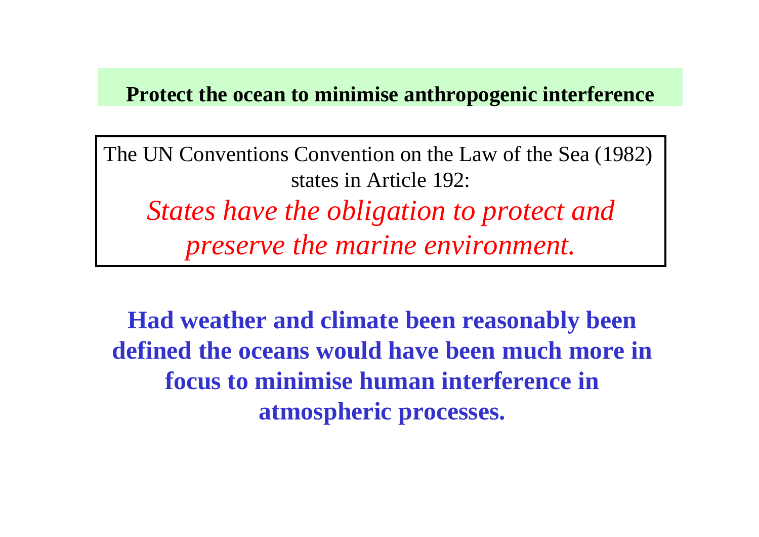## Protect the ocean to minimise anthropogenic interference

The UN Conventions Convention on the Law of the Sea (1982) states in Article 192:

*States have the obligation to protect and preserve the marine environment.*

**Had weather and climate been reasonably been defined the oceans would have been much more in focus to minimise human interference in atmospheric processes.**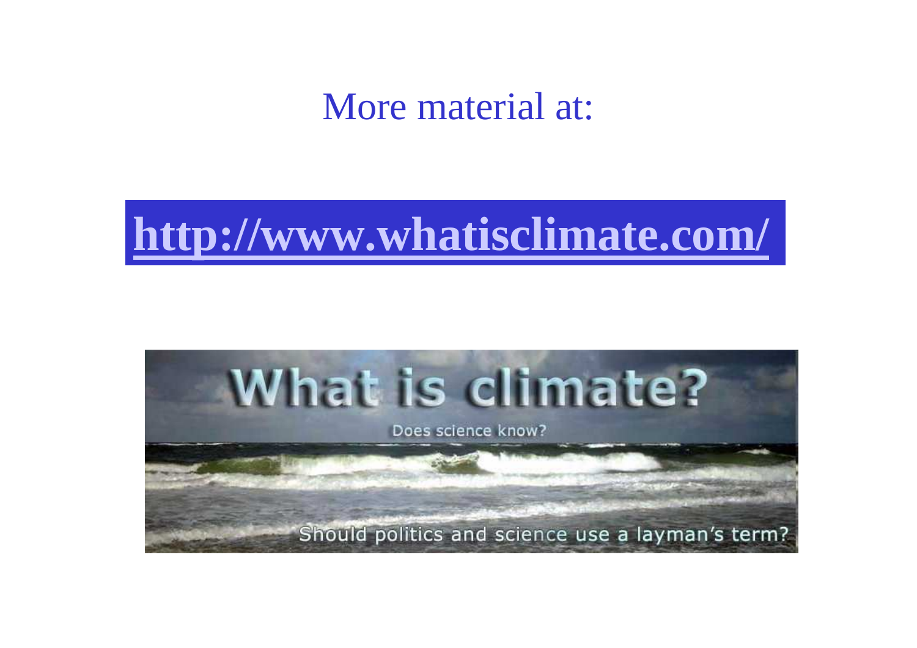More material at:

**http://www.whatisclimate.com/**

What is climate?

Does science know?

Should politics and science use a layman's term?